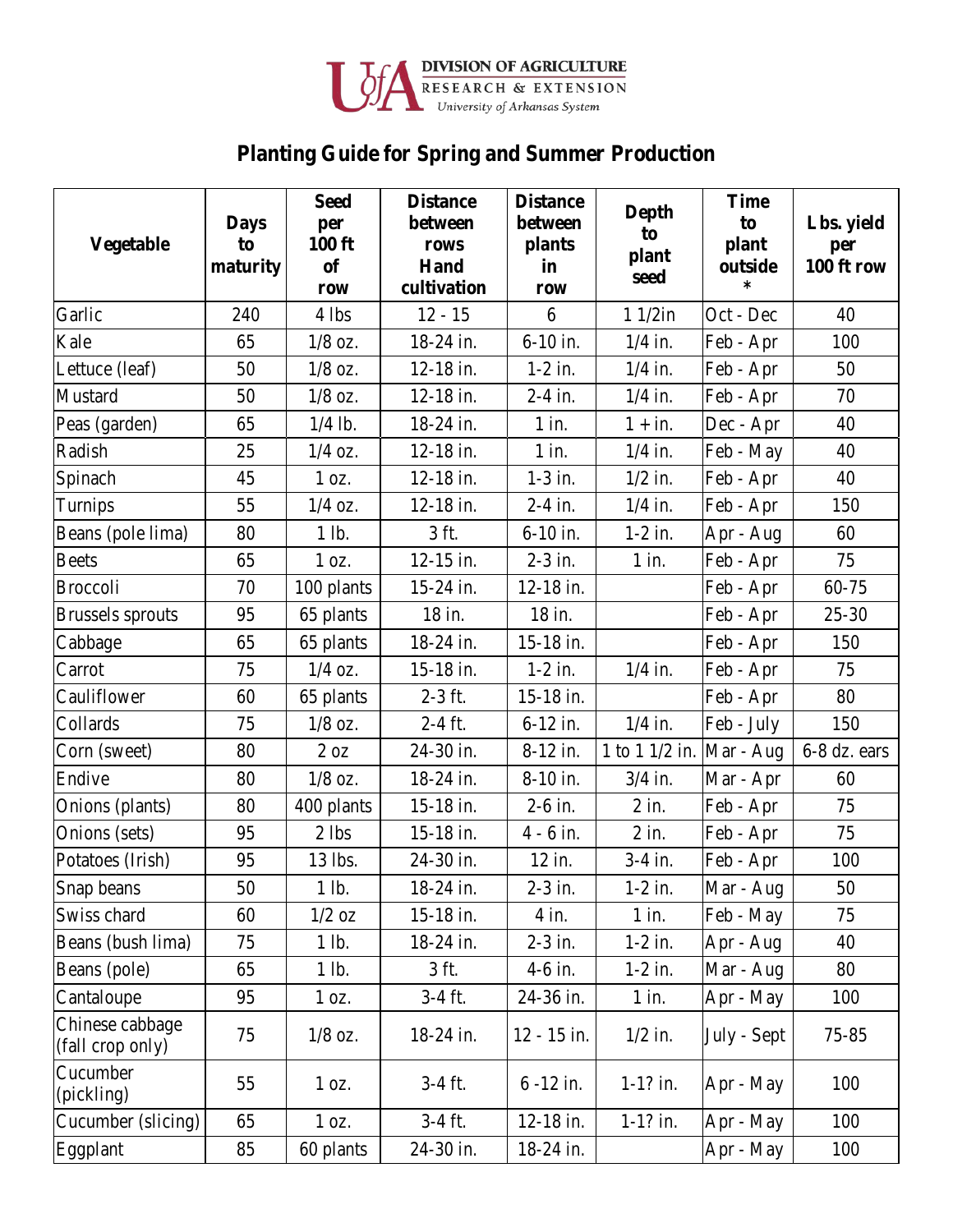DIVISION OF AGRICULTURE
RESEARCH & EXTENSION
*University of Arkansas System*

# Planting Guide for Spring and Summer Production

| Vegetable | Days to maturity | Seed per 100 ft of row | Distance between rows Hand cultivation | Distance between plants in row | Depth to plant seed | Time to plant outside * | Lbs. yield per 100 ft row |
|---|---|---|---|---|---|---|---|
| Garlic | 240 | 4 lbs | 12 - 15 | 6 | 1 1/2in | Oct - Dec | 40 |
| Kale | 65 | 1/8 oz. | 18-24 in. | 6-10 in. | 1/4 in. | Feb - Apr | 100 |
| Lettuce (leaf) | 50 | 1/8 oz. | 12-18 in. | 1-2 in. | 1/4 in. | Feb - Apr | 50 |
| Mustard | 50 | 1/8 oz. | 12-18 in. | 2-4 in. | 1/4 in. | Feb - Apr | 70 |
| Peas (garden) | 65 | 1/4 lb. | 18-24 in. | 1 in. | 1 + in. | Dec - Apr | 40 |
| Radish | 25 | 1/4 oz. | 12-18 in. | 1 in. | 1/4 in. | Feb - May | 40 |
| Spinach | 45 | 1 oz. | 12-18 in. | 1-3 in. | 1/2 in. | Feb - Apr | 40 |
| Turnips | 55 | 1/4 oz. | 12-18 in. | 2-4 in. | 1/4 in. | Feb - Apr | 150 |
| Beans (pole lima) | 80 | 1 lb. | 3 ft. | 6-10 in. | 1-2 in. | Apr - Aug | 60 |
| Beets | 65 | 1 oz. | 12-15 in. | 2-3 in. | 1 in. | Feb - Apr | 75 |
| Broccoli | 70 | 100 plants | 15-24 in. | 12-18 in. |  | Feb - Apr | 60-75 |
| Brussels sprouts | 95 | 65 plants | 18 in. | 18 in. |  | Feb - Apr | 25-30 |
| Cabbage | 65 | 65 plants | 18-24 in. | 15-18 in. |  | Feb - Apr | 150 |
| Carrot | 75 | 1/4 oz. | 15-18 in. | 1-2 in. | 1/4 in. | Feb - Apr | 75 |
| Cauliflower | 60 | 65 plants | 2-3 ft. | 15-18 in. |  | Feb - Apr | 80 |
| Collards | 75 | 1/8 oz. | 2-4 ft. | 6-12 in. | 1/4 in. | Feb - July | 150 |
| Corn (sweet) | 80 | 2 oz | 24-30 in. | 8-12 in. | 1 to 1 1/2 in. | Mar - Aug | 6-8 dz. ears |
| Endive | 80 | 1/8 oz. | 18-24 in. | 8-10 in. | 3/4 in. | Mar - Apr | 60 |
| Onions (plants) | 80 | 400 plants | 15-18 in. | 2-6 in. | 2 in. | Feb - Apr | 75 |
| Onions (sets) | 95 | 2 lbs | 15-18 in. | 4 - 6 in. | 2 in. | Feb - Apr | 75 |
| Potatoes (Irish) | 95 | 13 lbs. | 24-30 in. | 12 in. | 3-4 in. | Feb - Apr | 100 |
| Snap beans | 50 | 1 lb. | 18-24 in. | 2-3 in. | 1-2 in. | Mar - Aug | 50 |
| Swiss chard | 60 | 1/2 oz | 15-18 in. | 4 in. | 1 in. | Feb - May | 75 |
| Beans (bush lima) | 75 | 1 lb. | 18-24 in. | 2-3 in. | 1-2 in. | Apr - Aug | 40 |
| Beans (pole) | 65 | 1 lb. | 3 ft. | 4-6 in. | 1-2 in. | Mar - Aug | 80 |
| Cantaloupe | 95 | 1 oz. | 3-4 ft. | 24-36 in. | 1 in. | Apr - May | 100 |
| Chinese cabbage (fall crop only) | 75 | 1/8 oz. | 18-24 in. | 12 - 15 in. | 1/2 in. | July - Sept | 75-85 |
| Cucumber (pickling) | 55 | 1 oz. | 3-4 ft. | 6 -12 in. | 1-1? in. | Apr - May | 100 |
| Cucumber (slicing) | 65 | 1 oz. | 3-4 ft. | 12-18 in. | 1-1? in. | Apr - May | 100 |
| Eggplant | 85 | 60 plants | 24-30 in. | 18-24 in. |  | Apr - May | 100 |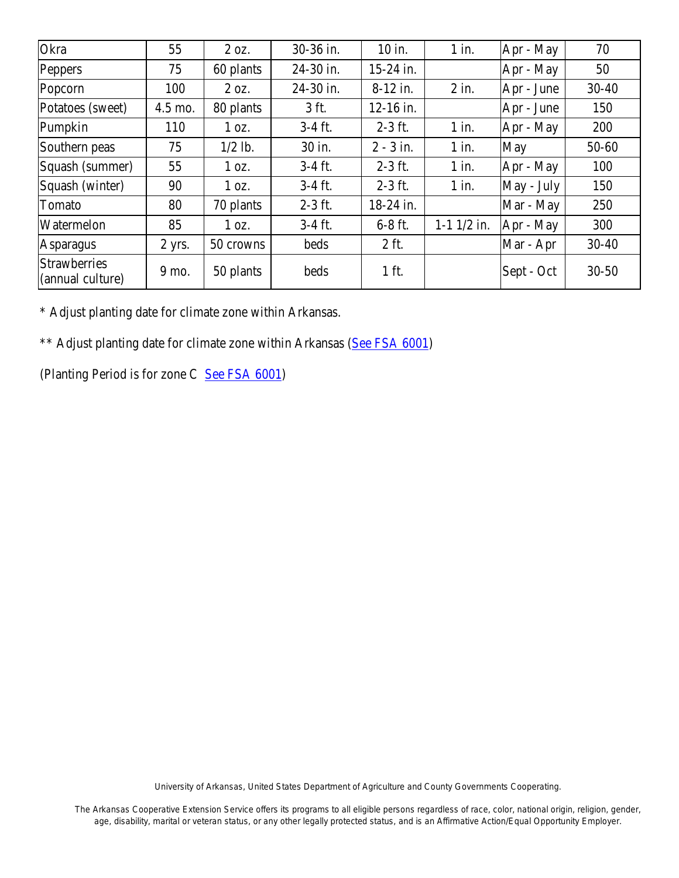| | | | | | | | |
|---|---|---|---|---|---|---|---|
| Okra | 55 | 2 oz. | 30-36 in. | 10 in. | 1 in. | Apr - May | 70 |
| Peppers | 75 | 60 plants | 24-30 in. | 15-24 in. | | Apr - May | 50 |
| Popcorn | 100 | 2 oz. | 24-30 in. | 8-12 in. | 2 in. | Apr - June | 30-40 |
| Potatoes (sweet) | 4.5 mo. | 80 plants | 3 ft. | 12-16 in. | | Apr - June | 150 |
| Pumpkin | 110 | 1 oz. | 3-4 ft. | 2-3 ft. | 1 in. | Apr - May | 200 |
| Southern peas | 75 | 1/2 lb. | 30 in. | 2 - 3 in. | 1 in. | May | 50-60 |
| Squash (summer) | 55 | 1 oz. | 3-4 ft. | 2-3 ft. | 1 in. | Apr - May | 100 |
| Squash (winter) | 90 | 1 oz. | 3-4 ft. | 2-3 ft. | 1 in. | May - July | 150 |
| Tomato | 80 | 70 plants | 2-3 ft. | 18-24 in. | | Mar - May | 250 |
| Watermelon | 85 | 1 oz. | 3-4 ft. | 6-8 ft. | 1-1 1/2 in. | Apr - May | 300 |
| Asparagus | 2 yrs. | 50 crowns | beds | 2 ft. | | Mar - Apr | 30-40 |
| Strawberries (annual culture) | 9 mo. | 50 plants | beds | 1 ft. | | Sept - Oct | 30-50 |

* Adjust planting date for climate zone within Arkansas.

** Adjust planting date for climate zone within Arkansas (See FSA 6001)

(Planting Period is for zone C See FSA 6001)

University of Arkansas, United States Department of Agriculture and County Governments Cooperating.

The Arkansas Cooperative Extension Service offers its programs to all eligible persons regardless of race, color, national origin, religion, gender, age, disability, marital or veteran status, or any other legally protected status, and is an Affirmative Action/Equal Opportunity Employer.